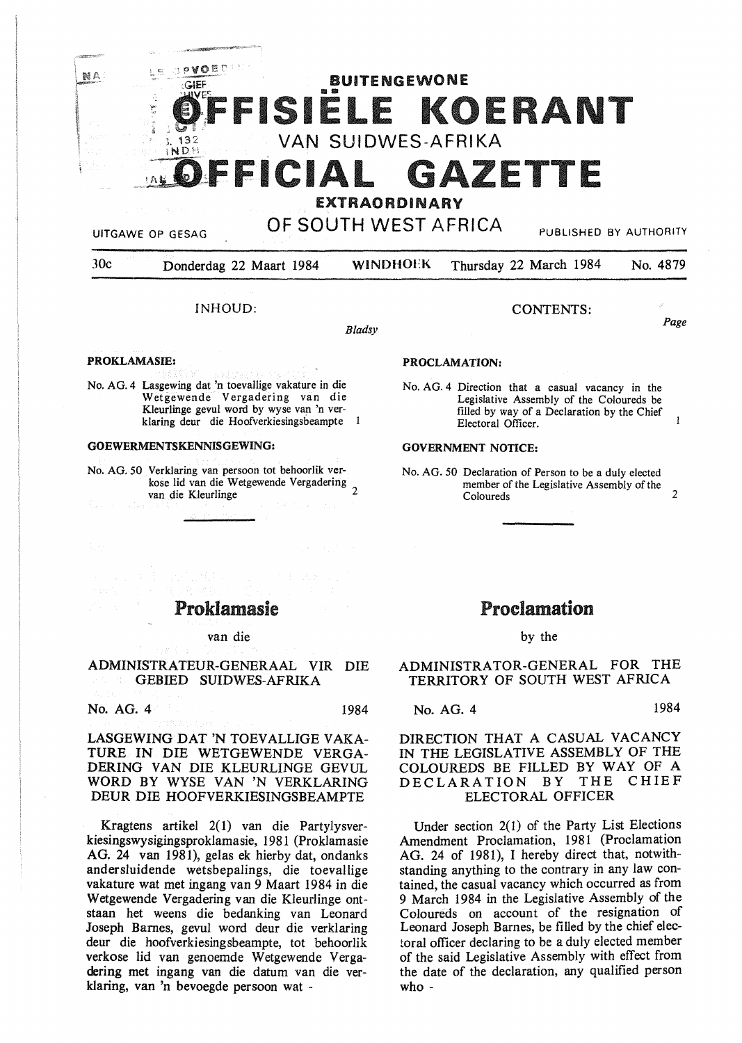# BUITENGEWONE OFFISIËLE KOERANT VAN SUIDWES-AFRIKA

# OFFICIAL GAZETTE EXTRAORDINARY OF SOUTH WEST AFRICA

UITGAWE OP GESAG — PUBLISHED BY AUTHORITY

30c — Donderdag 22 Maart 1984 — WINDHOEK — Thursday 22 March 1984 — No. 4879

INHOUD: / CONTENTS:

| | Page |
|---|---|
| **PROKLAMASIE:** | |
| No. AG. 4 Lasgewing dat 'n toevallige vakature in die Wetgewende Vergadering van die Kleurlinge gevul word by wyse van 'n verklaring deur die Hoofverkiesingsbeampte | 1 |
| **GOEWERMENTSKENNISGEWING:** | |
| No. AG. 50 Verklaring van persoon tot behoorlik verkose lid van die Wetgewende Vergadering van die Kleurlinge | 2 |
| **PROCLAMATION:** | |
| No. AG. 4 Direction that a casual vacancy in the Legislative Assembly of the Coloureds be filled by way of a Declaration by the Chief Electoral Officer. | 1 |
| **GOVERNMENT NOTICE:** | |
| No. AG. 50 Declaration of Person to be a duly elected member of the Legislative Assembly of the Coloureds | 2 |

## Proklamasie

van die

### ADMINISTRATEUR-GENERAAL VIR DIE GEBIED SUIDWES-AFRIKA

No. AG. 4 — 1984

### LASGEWING DAT 'N TOEVALLIGE VAKATURE IN DIE WETGEWENDE VERGADERING VAN DIE KLEURLINGE GEVUL WORD BY WYSE VAN 'N VERKLARING DEUR DIE HOOFVERKIESINGSBEAMPTE

Kragtens artikel 2(1) van die Partylysverkiesingswysigingsproklamasie, 1981 (Proklamasie AG. 24 van 1981), gelas ek hierby dat, ondanks andersluidende wetsbepalings, die toevallige vakature wat met ingang van 9 Maart 1984 in die Wetgewende Vergadering van die Kleurlinge ontstaan het weens die bedanking van Leonard Joseph Barnes, gevul word deur die verklaring deur die hoofverkiesingsbeampte, tot behoorlik verkose lid van genoemde Wetgewende Vergadering met ingang van die datum van die verklaring, van 'n bevoegde persoon wat -

## Proclamation

by the

### ADMINISTRATOR-GENERAL FOR THE TERRITORY OF SOUTH WEST AFRICA

No. AG. 4 — 1984

### DIRECTION THAT A CASUAL VACANCY IN THE LEGISLATIVE ASSEMBLY OF THE COLOUREDS BE FILLED BY WAY OF A DECLARATION BY THE CHIEF ELECTORAL OFFICER

Under section 2(1) of the Party List Elections Amendment Proclamation, 1981 (Proclamation AG. 24 of 1981), I hereby direct that, notwithstanding anything to the contrary in any law contained, the casual vacancy which occurred as from 9 March 1984 in the Legislative Assembly of the Coloureds on account of the resignation of Leonard Joseph Barnes, be filled by the chief electoral officer declaring to be a duly elected member of the said Legislative Assembly with effect from the date of the declaration, any qualified person who -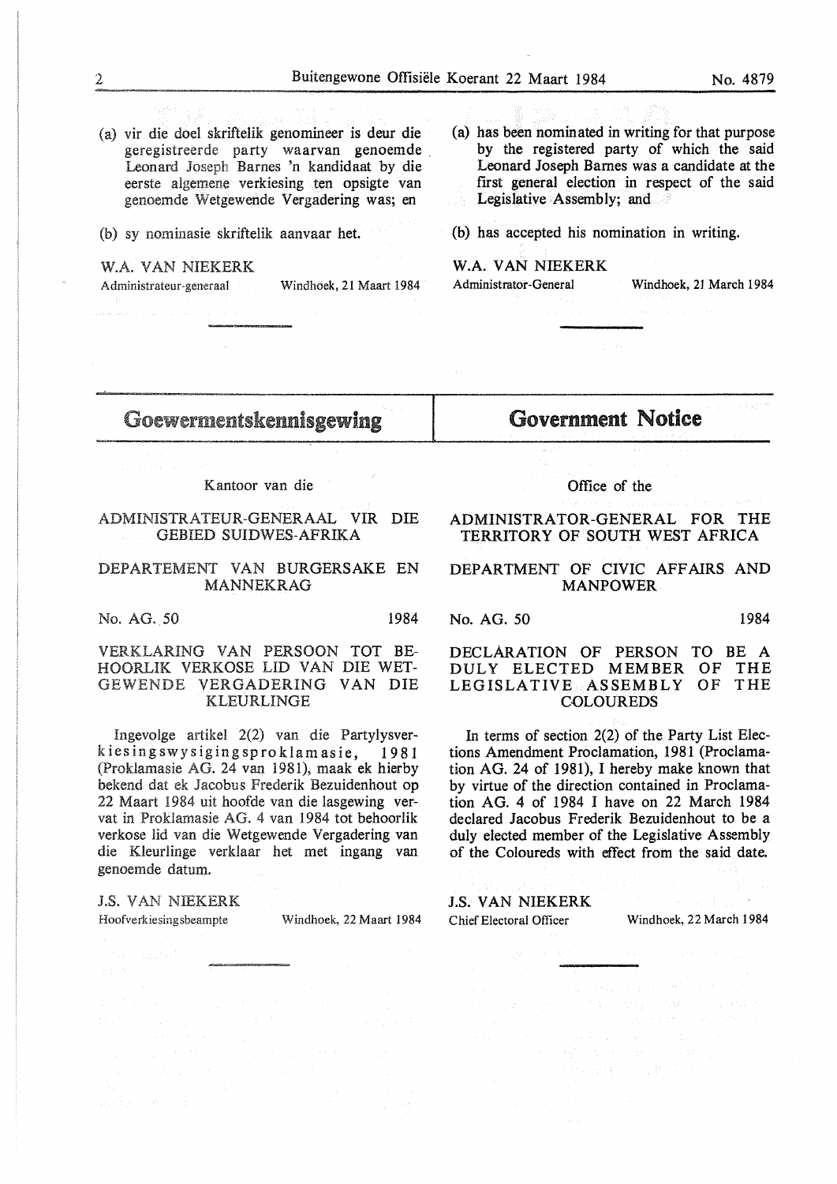(a) vir die doel skriftelik genomineer is deur die geregistreerde party waarvan genoemde Leonard Joseph Barnes 'n kandidaat by die eerste algemene verkiesing ten opsigte van genoemde Wetgewende Vergadering was; en

(b) sy nominasie skriftelik aanvaar het.

W.A. VAN NIEKERK
Administrateur-generaal Windhoek, 21 Maart 1984

(a) has been nominated in writing for that purpose by the registered party of which the said Leonard Joseph Barnes was a candidate at the first general election in respect of the said Legislative Assembly; and

(b) has accepted his nomination in writing.

W.A. VAN NIEKERK
Administrator-General Windhoek, 21 March 1984

---

# Goewermentskennisgewing

Kantoor van die

## ADMINISTRATEUR-GENERAAL VIR DIE GEBIED SUIDWES-AFRIKA

## DEPARTEMENT VAN BURGERSAKE EN MANNEKRAG

No. AG. 50 1984

### VERKLARING VAN PERSOON TOT BEHOORLIK VERKOSE LID VAN DIE WETGEWENDE VERGADERING VAN DIE KLEURLINGE

Ingevolge artikel 2(2) van die Partylysverkiesingswysigingsproklamasie, 1981 (Proklamasie AG. 24 van 1981), maak ek hierby bekend dat ek Jacobus Frederik Bezuidenhout op 22 Maart 1984 uit hoofde van die lasgewing vervat in Proklamasie AG. 4 van 1984 tot behoorlik verkose lid van die Wetgewende Vergadering van die Kleurlinge verklaar het met ingang van genoemde datum.

J.S. VAN NIEKERK
Hoofverkiesingsbeampte Windhoek, 22 Maart 1984

# Government Notice

Office of the

## ADMINISTRATOR-GENERAL FOR THE TERRITORY OF SOUTH WEST AFRICA

## DEPARTMENT OF CIVIC AFFAIRS AND MANPOWER

No. AG. 50 1984

### DECLARATION OF PERSON TO BE A DULY ELECTED MEMBER OF THE LEGISLATIVE ASSEMBLY OF THE COLOUREDS

In terms of section 2(2) of the Party List Elections Amendment Proclamation, 1981 (Proclamation AG. 24 of 1981), I hereby make known that by virtue of the direction contained in Proclamation AG. 4 of 1984 I have on 22 March 1984 declared Jacobus Frederik Bezuidenhout to be a duly elected member of the Legislative Assembly of the Coloureds with effect from the said date.

J.S. VAN NIEKERK
Chief Electoral Officer Windhoek, 22 March 1984